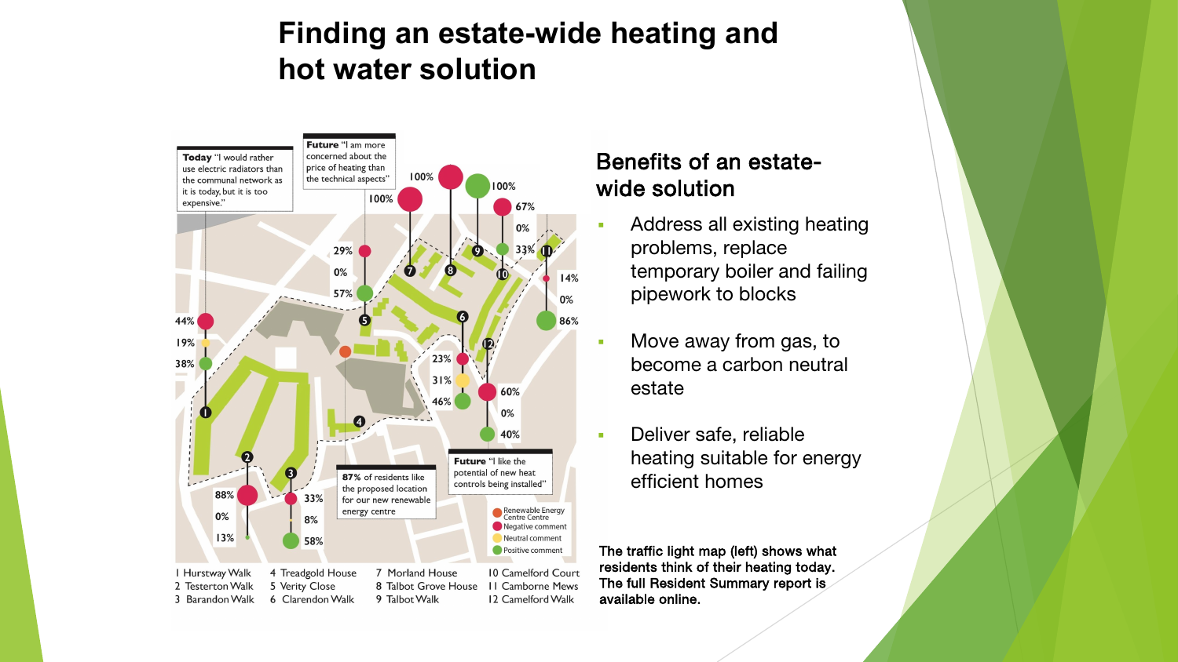# Finding an estate-wide heating and hot water solution

**Today** "I would rather use electric radiators than the communal network as it is today, but it is too expensive."

**Future** "I am more concerned about the price of heating than the technical aspects"

**Future** "I like the potential of new heat controls being installed"

**87%** of residents like the proposed location for our new renewable energy centre

- Renewable Energy Centre Centre
- Negative comment
- Neutral comment
- Positive comment

| Location | Negative | Neutral | Positive |
|---|---|---|---|
| 1 Hurstway Walk | 44% | 19% | 38% |
| 2 Testerton Walk | 88% | 0% | 13% |
| 3 Barandon Walk | 33% | 8% | 58% |
| 5 Verity Close | 29% | 0% | 57% |
| 6 Clarendon Walk | 23% | 31% | 46% |
| 7 Morland House | 100% | | |
| 8 Talbot Grove House | 100% | | |
| 9 Talbot Walk | | | 100% |
| 10 Camelford Court | 67% | 0% | 33% |
| 11 Camborne Mews | 14% | 0% | 86% |
| 12 Camelford Walk | 60% | 0% | 40% |

1 Hurstway Walk
2 Testerton Walk
3 Barandon Walk
4 Treadgold House
5 Verity Close
6 Clarendon Walk
7 Morland House
8 Talbot Grove House
9 Talbot Walk
10 Camelford Court
11 Camborne Mews
12 Camelford Walk

## Benefits of an estate-wide solution

- Address all existing heating problems, replace temporary boiler and failing pipework to blocks
- Move away from gas, to become a carbon neutral estate
- Deliver safe, reliable heating suitable for energy efficient homes

**The traffic light map (left) shows what residents think of their heating today. The full Resident Summary report is available online.**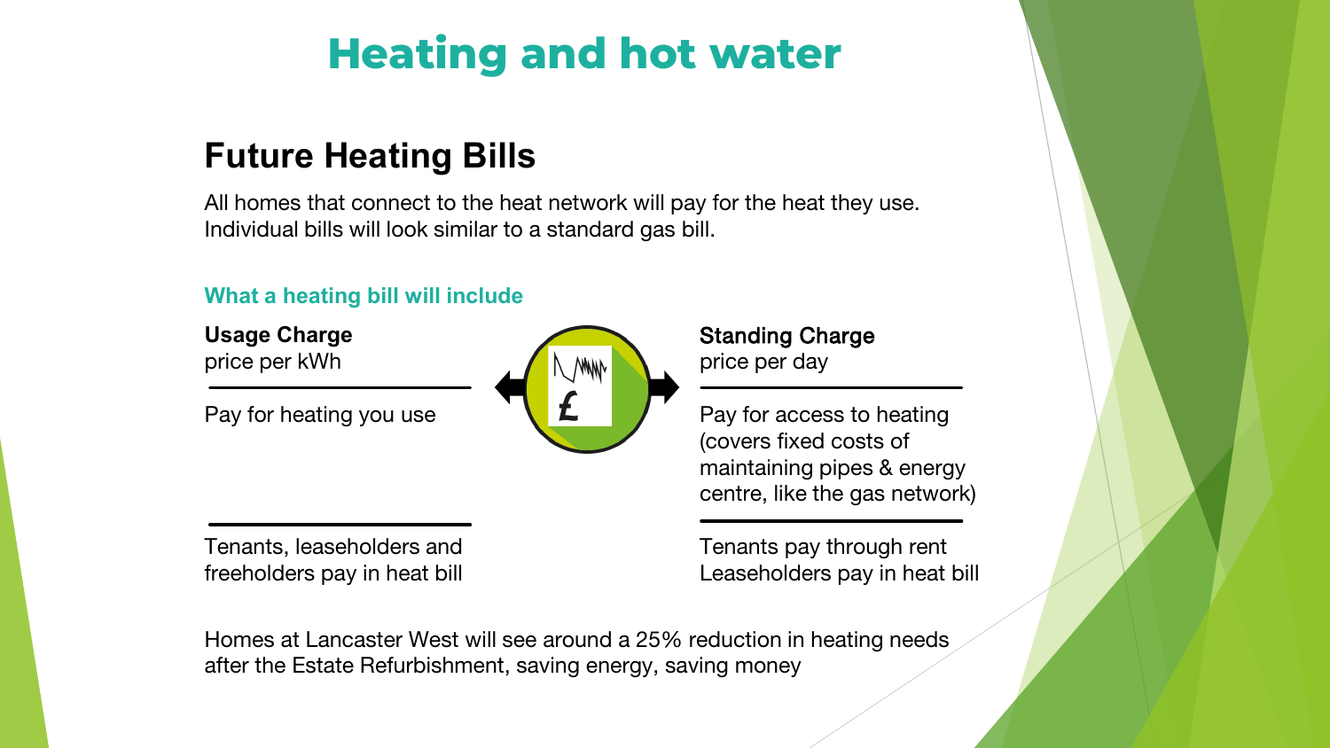# Heating and hot water

## Future Heating Bills

All homes that connect to the heat network will pay for the heat they use. Individual bills will look similar to a standard gas bill.

### What a heating bill will include

**Usage Charge**
price per kWh

Pay for heating you use

Tenants, leaseholders and freeholders pay in heat bill

**Standing Charge**
price per day

Pay for access to heating (covers fixed costs of maintaining pipes & energy centre, like the gas network)

Tenants pay through rent
Leaseholders pay in heat bill

Homes at Lancaster West will see around a 25% reduction in heating needs after the Estate Refurbishment, saving energy, saving money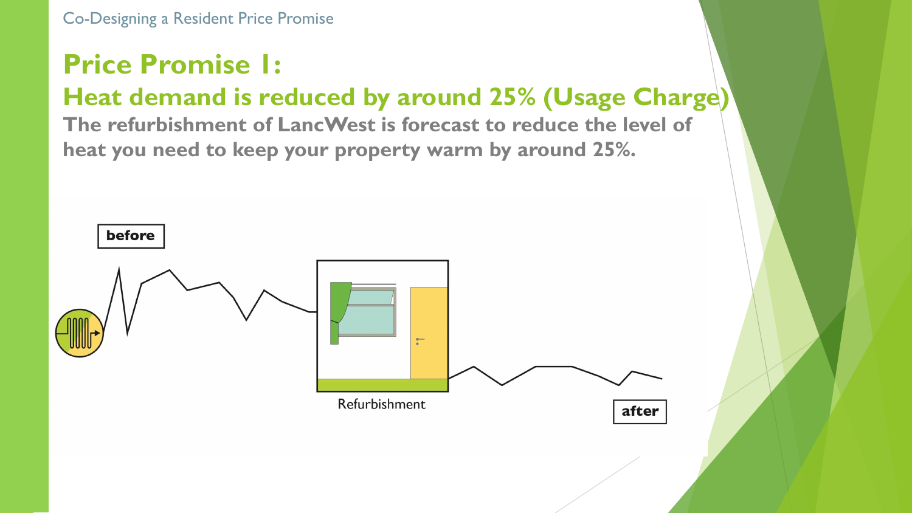# Price Promise 1:

## Heat demand is reduced by around 25% (Usage Charge)

**The refurbishment of LancWest is forecast to reduce the level of heat you need to keep your property warm by around 25%.**

before

Refurbishment

after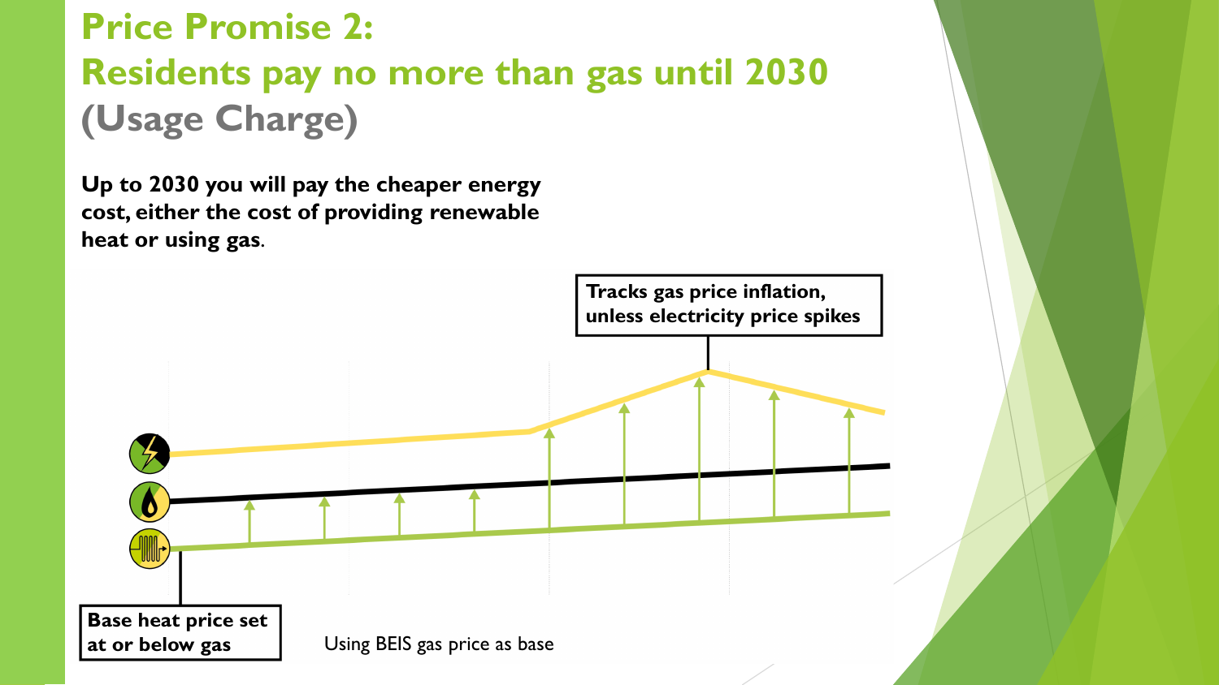# Price Promise 2:
# Residents pay no more than gas until 2030
## (Usage Charge)

**Up to 2030 you will pay the cheaper energy cost, either the cost of providing renewable heat or using gas.**

**Tracks gas price inflation, unless electricity price spikes**

**Base heat price set at or below gas**

Using BEIS gas price as base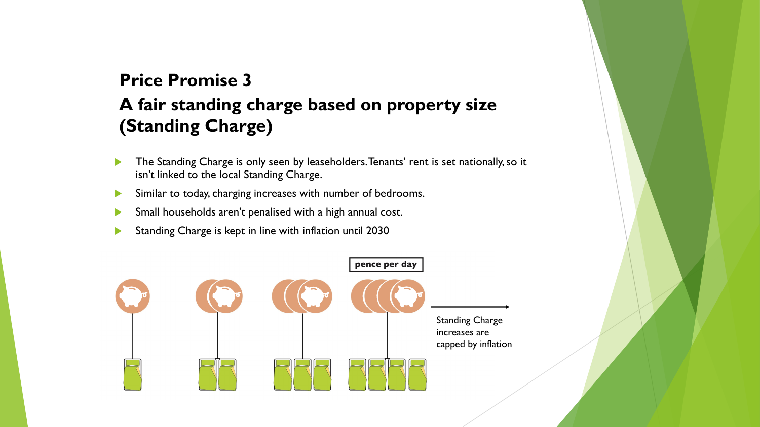## Price Promise 3

## A fair standing charge based on property size (Standing Charge)

- The Standing Charge is only seen by leaseholders. Tenants' rent is set nationally, so it isn't linked to the local Standing Charge.
- Similar to today, charging increases with number of bedrooms.
- Small households aren't penalised with a high annual cost.
- Standing Charge is kept in line with inflation until 2030

pence per day

Standing Charge increases are capped by inflation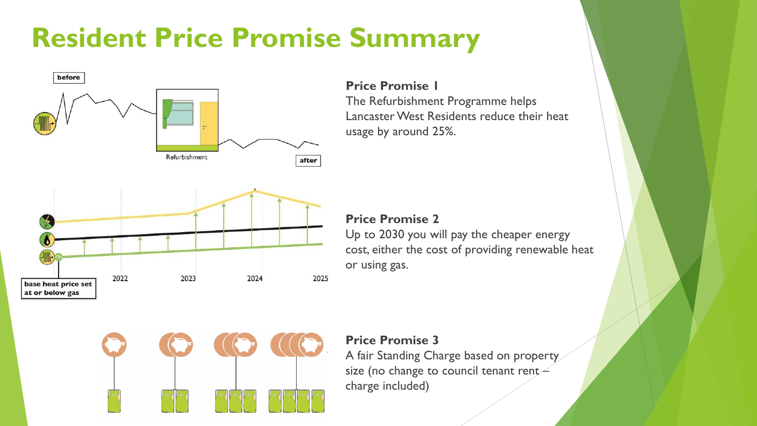# Resident Price Promise Summary

before

Refurbishment

after

**Price Promise 1**

The Refurbishment Programme helps Lancaster West Residents reduce their heat usage by around 25%.

2022

2023

2024

2025

base heat price set at or below gas

**Price Promise 2**

Up to 2030 you will pay the cheaper energy cost, either the cost of providing renewable heat or using gas.

**Price Promise 3**

A fair Standing Charge based on property size (no change to council tenant rent – charge included)